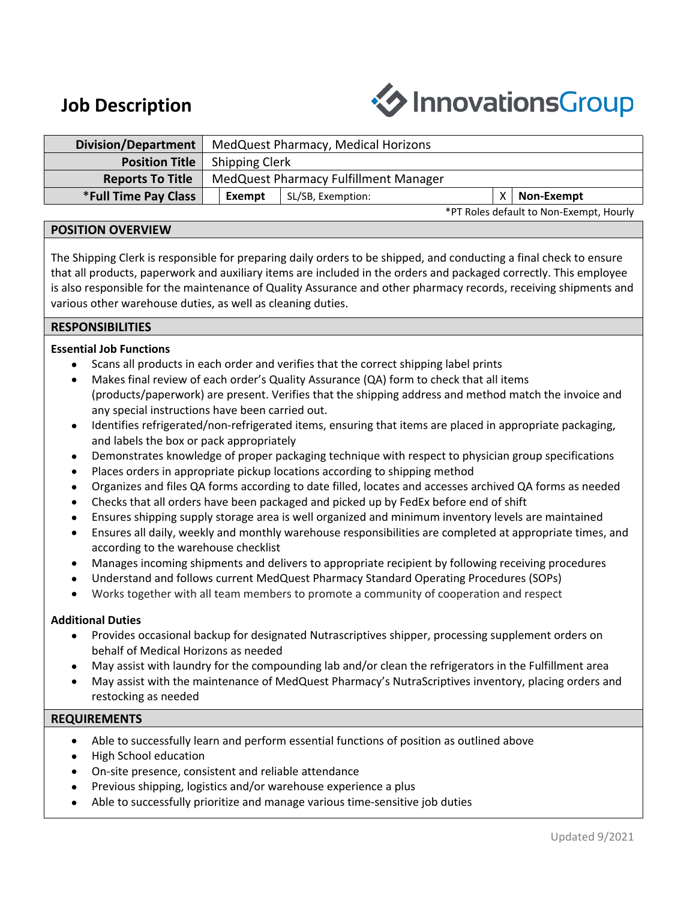# Job Description

InnovationsGroup

| Division/Department | MedQuest Pharmacy, Medical Horizons | | | |
|---|---|---|---|---|
| Position Title | Shipping Clerk | | | |
| Reports To Title | MedQuest Pharmacy Fulfillment Manager | | | |
| *Full Time Pay Class | Exempt | SL/SB, Exemption: | X | Non-Exempt |

*PT Roles default to Non-Exempt, Hourly

## POSITION OVERVIEW

The Shipping Clerk is responsible for preparing daily orders to be shipped, and conducting a final check to ensure that all products, paperwork and auxiliary items are included in the orders and packaged correctly. This employee is also responsible for the maintenance of Quality Assurance and other pharmacy records, receiving shipments and various other warehouse duties, as well as cleaning duties.

## RESPONSIBILITIES

**Essential Job Functions**

- Scans all products in each order and verifies that the correct shipping label prints
- Makes final review of each order's Quality Assurance (QA) form to check that all items (products/paperwork) are present. Verifies that the shipping address and method match the invoice and any special instructions have been carried out.
- Identifies refrigerated/non-refrigerated items, ensuring that items are placed in appropriate packaging, and labels the box or pack appropriately
- Demonstrates knowledge of proper packaging technique with respect to physician group specifications
- Places orders in appropriate pickup locations according to shipping method
- Organizes and files QA forms according to date filled, locates and accesses archived QA forms as needed
- Checks that all orders have been packaged and picked up by FedEx before end of shift
- Ensures shipping supply storage area is well organized and minimum inventory levels are maintained
- Ensures all daily, weekly and monthly warehouse responsibilities are completed at appropriate times, and according to the warehouse checklist
- Manages incoming shipments and delivers to appropriate recipient by following receiving procedures
- Understand and follows current MedQuest Pharmacy Standard Operating Procedures (SOPs)
- Works together with all team members to promote a community of cooperation and respect

**Additional Duties**

- Provides occasional backup for designated Nutrascriptives shipper, processing supplement orders on behalf of Medical Horizons as needed
- May assist with laundry for the compounding lab and/or clean the refrigerators in the Fulfillment area
- May assist with the maintenance of MedQuest Pharmacy's NutraScriptives inventory, placing orders and restocking as needed

## REQUIREMENTS

- Able to successfully learn and perform essential functions of position as outlined above
- High School education
- On-site presence, consistent and reliable attendance
- Previous shipping, logistics and/or warehouse experience a plus
- Able to successfully prioritize and manage various time-sensitive job duties

Updated 9/2021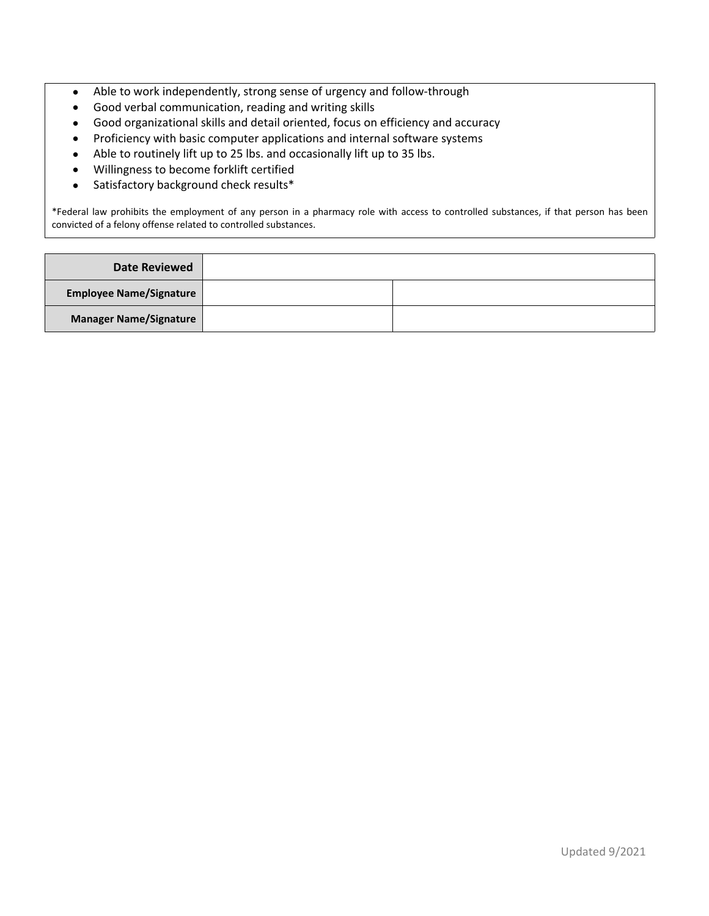- Able to work independently, strong sense of urgency and follow-through
- Good verbal communication, reading and writing skills
- Good organizational skills and detail oriented, focus on efficiency and accuracy
- Proficiency with basic computer applications and internal software systems
- Able to routinely lift up to 25 lbs. and occasionally lift up to 35 lbs.
- Willingness to become forklift certified
- Satisfactory background check results*

*Federal law prohibits the employment of any person in a pharmacy role with access to controlled substances, if that person has been convicted of a felony offense related to controlled substances.

| | | |
|---|---|---|
| **Date Reviewed** | | |
| **Employee Name/Signature** | | |
| **Manager Name/Signature** | | |

Updated 9/2021